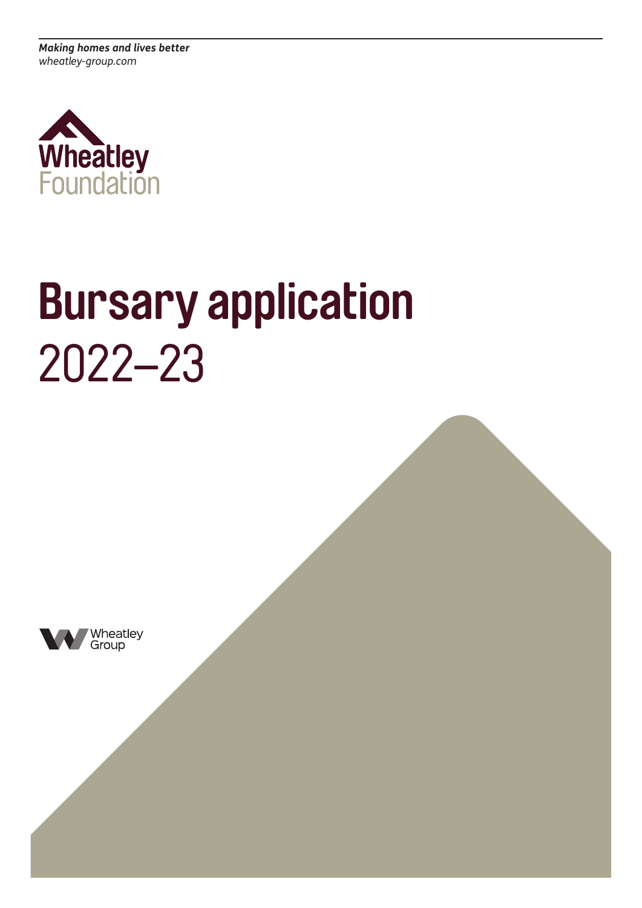***Making homes and lives better***
*wheatley-group.com*

Wheatley
Foundation

# Bursary application
2022–23

Wheatley
Group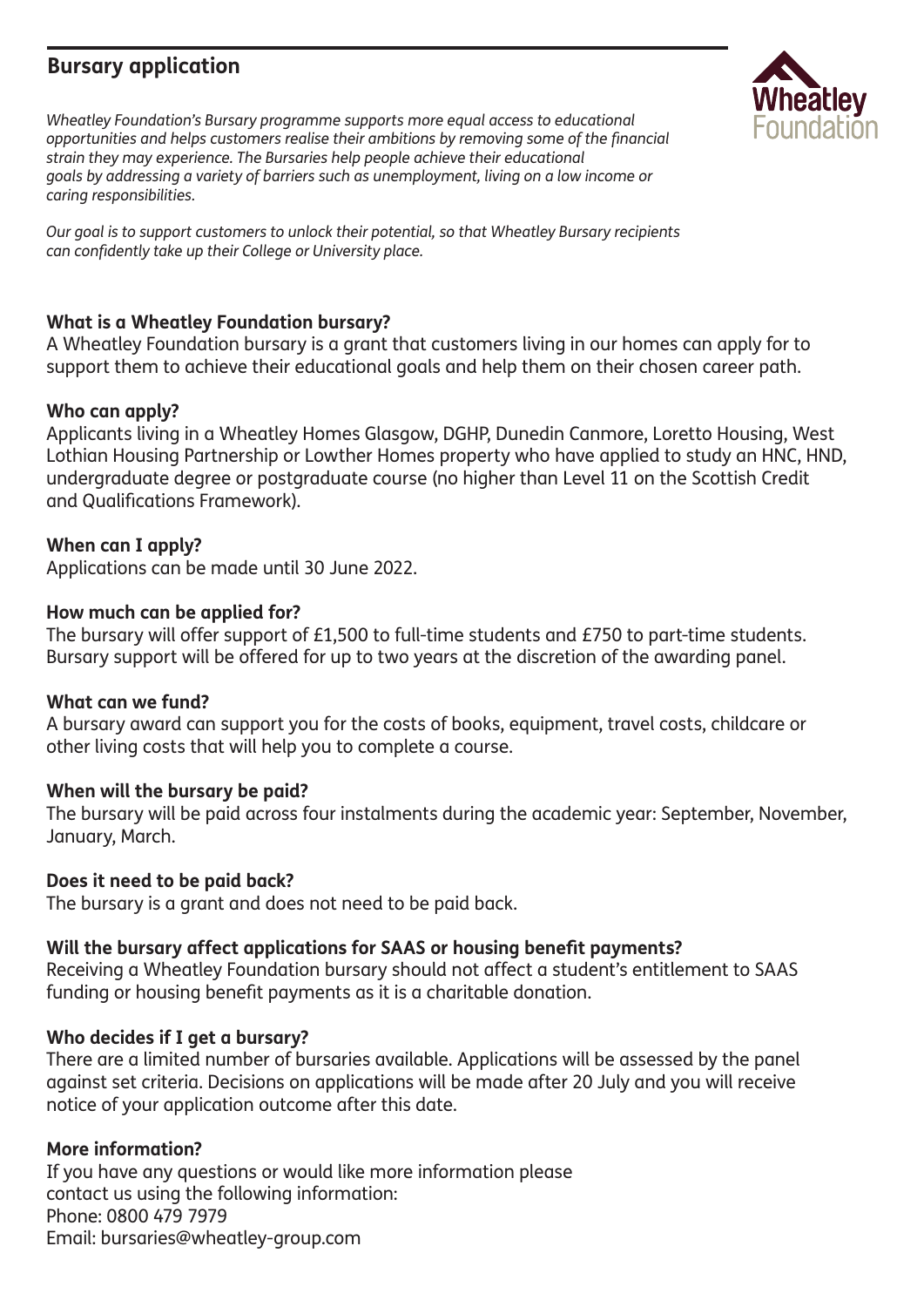## Bursary application

*Wheatley Foundation's Bursary programme supports more equal access to educational opportunities and helps customers realise their ambitions by removing some of the financial strain they may experience. The Bursaries help people achieve their educational goals by addressing a variety of barriers such as unemployment, living on a low income or caring responsibilities.*

*Our goal is to support customers to unlock their potential, so that Wheatley Bursary recipients can confidently take up their College or University place.*

**What is a Wheatley Foundation bursary?**
A Wheatley Foundation bursary is a grant that customers living in our homes can apply for to support them to achieve their educational goals and help them on their chosen career path.

**Who can apply?**
Applicants living in a Wheatley Homes Glasgow, DGHP, Dunedin Canmore, Loretto Housing, West Lothian Housing Partnership or Lowther Homes property who have applied to study an HNC, HND, undergraduate degree or postgraduate course (no higher than Level 11 on the Scottish Credit and Qualifications Framework).

**When can I apply?**
Applications can be made until 30 June 2022.

**How much can be applied for?**
The bursary will offer support of £1,500 to full-time students and £750 to part-time students. Bursary support will be offered for up to two years at the discretion of the awarding panel.

**What can we fund?**
A bursary award can support you for the costs of books, equipment, travel costs, childcare or other living costs that will help you to complete a course.

**When will the bursary be paid?**
The bursary will be paid across four instalments during the academic year: September, November, January, March.

**Does it need to be paid back?**
The bursary is a grant and does not need to be paid back.

**Will the bursary affect applications for SAAS or housing benefit payments?**
Receiving a Wheatley Foundation bursary should not affect a student's entitlement to SAAS funding or housing benefit payments as it is a charitable donation.

**Who decides if I get a bursary?**
There are a limited number of bursaries available. Applications will be assessed by the panel against set criteria. Decisions on applications will be made after 20 July and you will receive notice of your application outcome after this date.

**More information?**
If you have any questions or would like more information please contact us using the following information:
Phone: 0800 479 7979
Email: bursaries@wheatley-group.com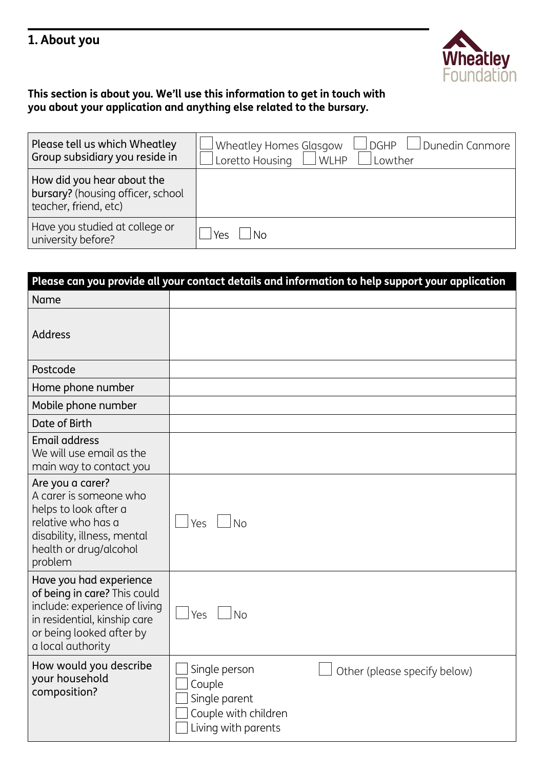## 1. About you

Wheatley Foundation

**This section is about you. We'll use this information to get in touch with you about your application and anything else related to the bursary.**

| | |
|---|---|
| Please tell us which Wheatley Group subsidiary you reside in | ☐ Wheatley Homes Glasgow ☐ DGHP ☐ Dunedin Canmore ☐ Loretto Housing ☐ WLHP ☐ Lowther |
| How did you hear about the **bursary?** (housing officer, school teacher, friend, etc) | |
| Have you studied at college or university before? | ☐ Yes ☐ No |

| **Please can you provide all your contact details and information to help support your application** | |
|---|---|
| Name | |
| Address | |
| Postcode | |
| Home phone number | |
| Mobile phone number | |
| Date of Birth | |
| Email address<br>We will use email as the main way to contact you | |
| Are you a carer?<br>A carer is someone who helps to look after a relative who has a disability, illness, mental health or drug/alcohol problem | ☐ Yes ☐ No |
| Have you had experience of being in care? This could include: experience of living in residential, kinship care or being looked after by a local authority | ☐ Yes ☐ No |
| How would you describe your household composition? | ☐ Single person<br>☐ Couple<br>☐ Single parent<br>☐ Couple with children<br>☐ Living with parents<br>☐ Other (please specify below) |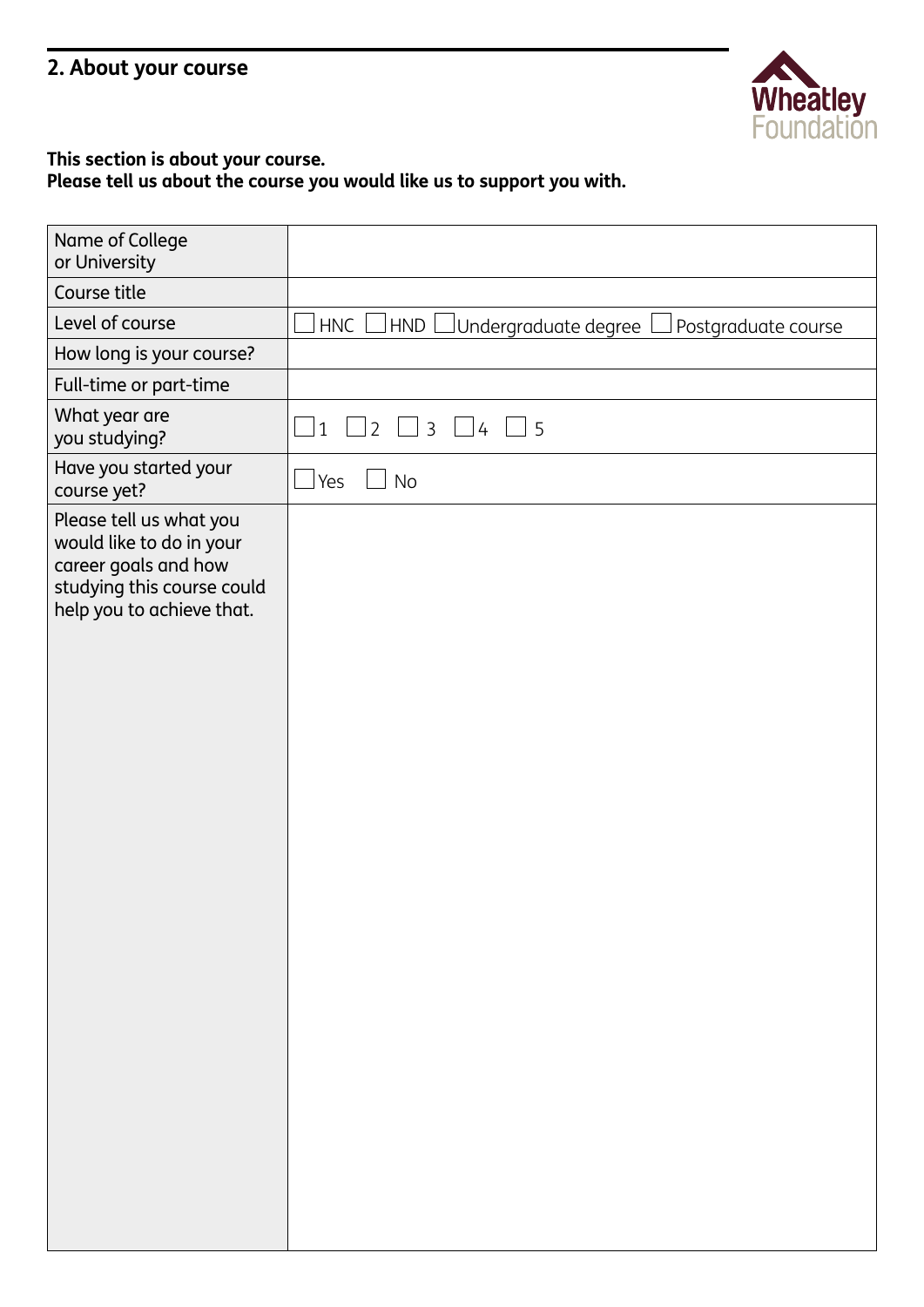## 2. About your course

Wheatley Foundation

**This section is about your course.**
**Please tell us about the course you would like us to support you with.**

| | |
|---|---|
| Name of College or University | |
| Course title | |
| Level of course | ☐ HNC ☐ HND ☐ Undergraduate degree ☐ Postgraduate course |
| How long is your course? | |
| Full-time or part-time | |
| What year are you studying? | ☐ 1 ☐ 2 ☐ 3 ☐ 4 ☐ 5 |
| Have you started your course yet? | ☐ Yes ☐ No |
| Please tell us what you would like to do in your career goals and how studying this course could help you to achieve that. | |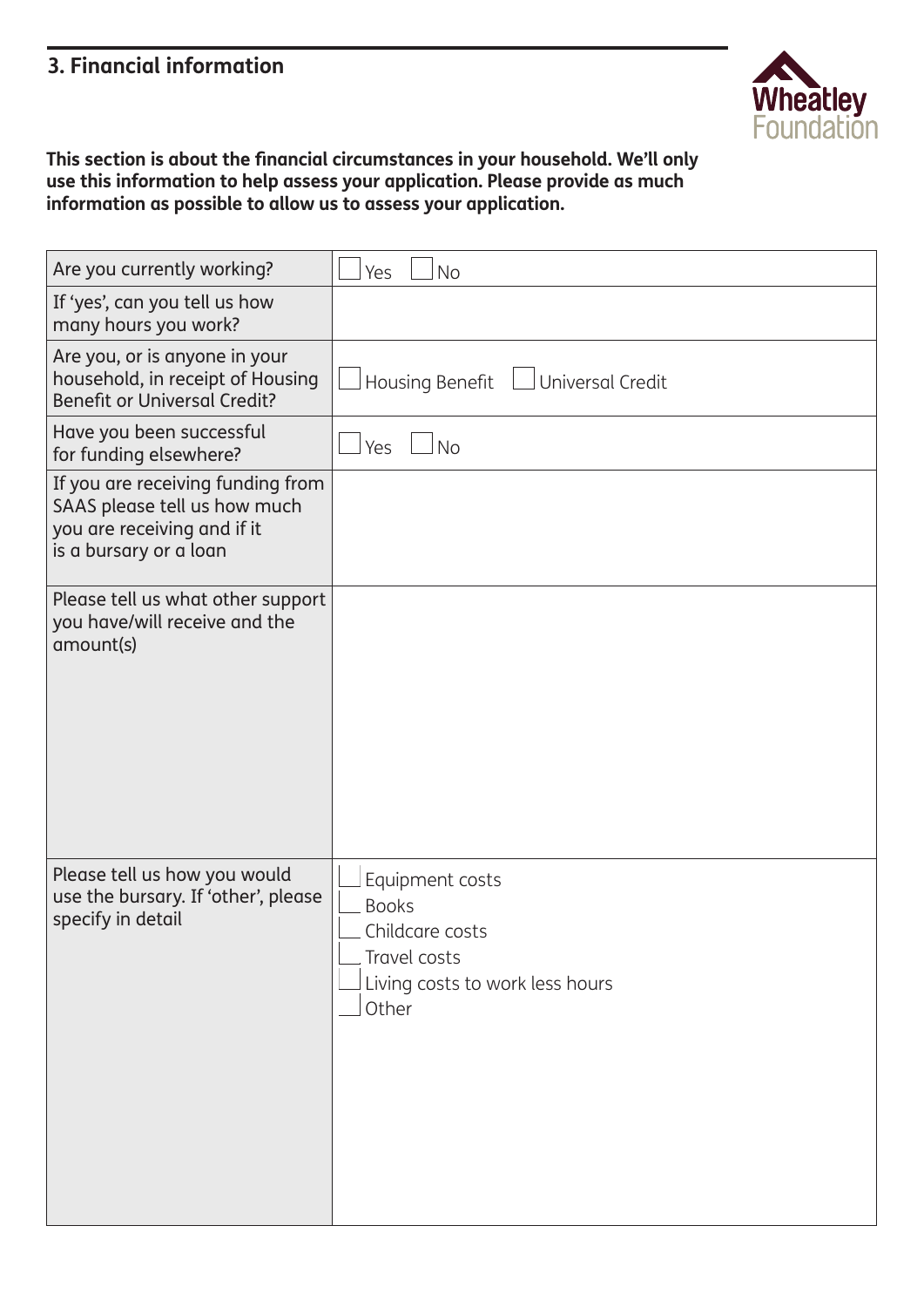## 3. Financial information

**This section is about the financial circumstances in your household. We'll only use this information to help assess your application. Please provide as much information as possible to allow us to assess your application.**

| | |
|---|---|
| Are you currently working? | ☐ Yes ☐ No |
| If 'yes', can you tell us how many hours you work? | |
| Are you, or is anyone in your household, in receipt of Housing Benefit or Universal Credit? | ☐ Housing Benefit ☐ Universal Credit |
| Have you been successful for funding elsewhere? | ☐ Yes ☐ No |
| If you are receiving funding from SAAS please tell us how much you are receiving and if it is a bursary or a loan | |
| Please tell us what other support you have/will receive and the amount(s) | |
| Please tell us how you would use the bursary. If 'other', please specify in detail | ☐ Equipment costs<br>☐ Books<br>☐ Childcare costs<br>☐ Travel costs<br>☐ Living costs to work less hours<br>☐ Other |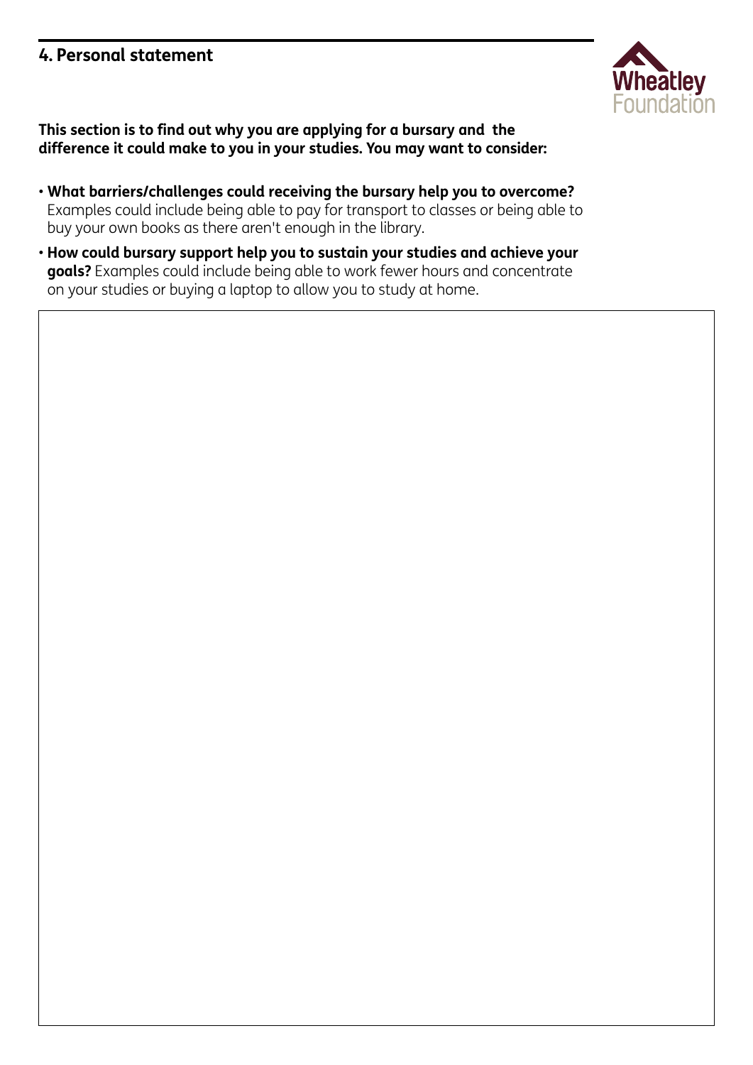## 4. Personal statement

**This section is to find out why you are applying for a bursary and the difference it could make to you in your studies. You may want to consider:**

- **What barriers/challenges could receiving the bursary help you to overcome?** Examples could include being able to pay for transport to classes or being able to buy your own books as there aren't enough in the library.
- **How could bursary support help you to sustain your studies and achieve your goals?** Examples could include being able to work fewer hours and concentrate on your studies or buying a laptop to allow you to study at home.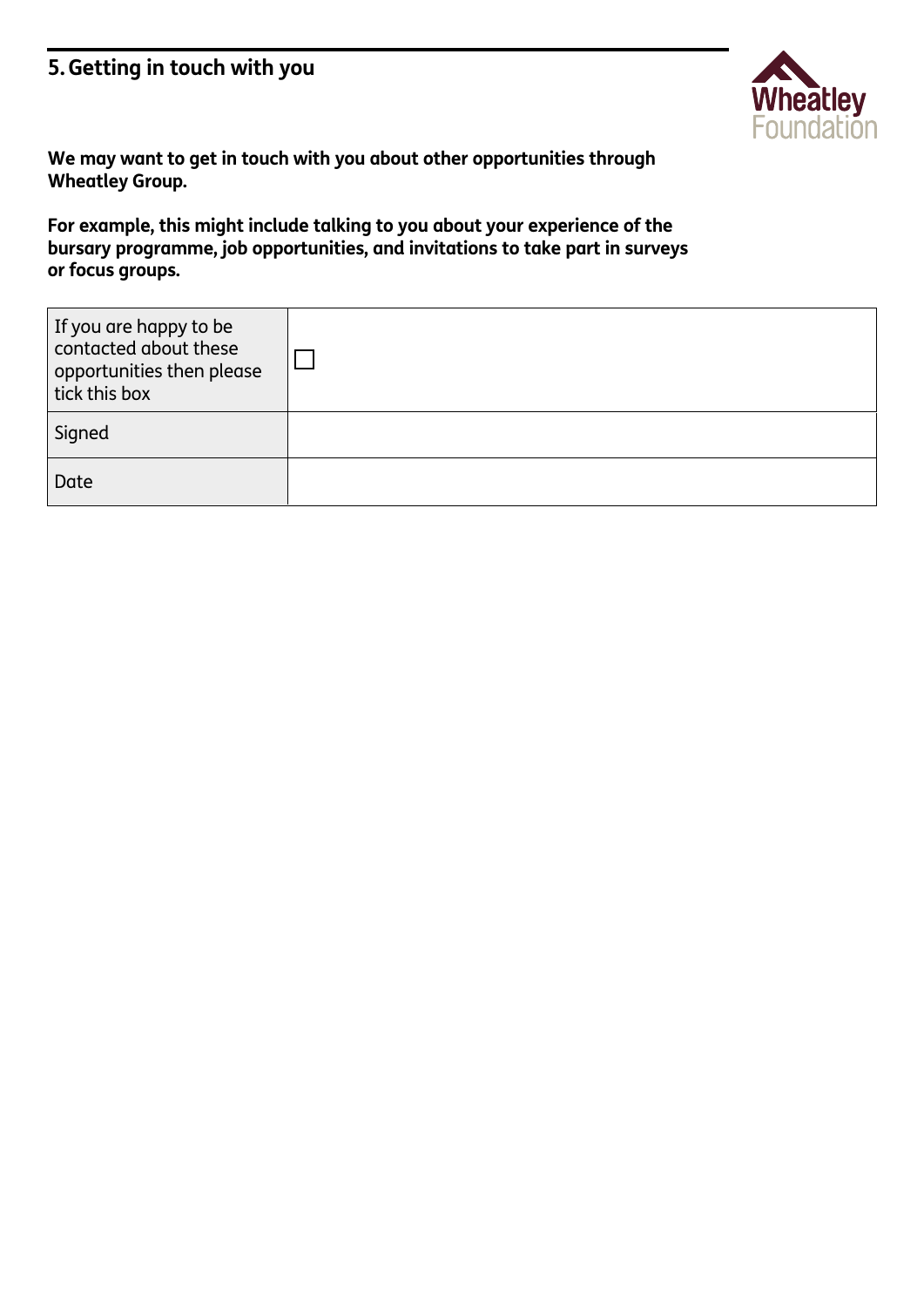## 5. Getting in touch with you

**We may want to get in touch with you about other opportunities through Wheatley Group.**

**For example, this might include talking to you about your experience of the bursary programme, job opportunities, and invitations to take part in surveys or focus groups.**

| | |
|---|---|
| If you are happy to be contacted about these opportunities then please tick this box | ☐ |
| Signed | |
| Date | |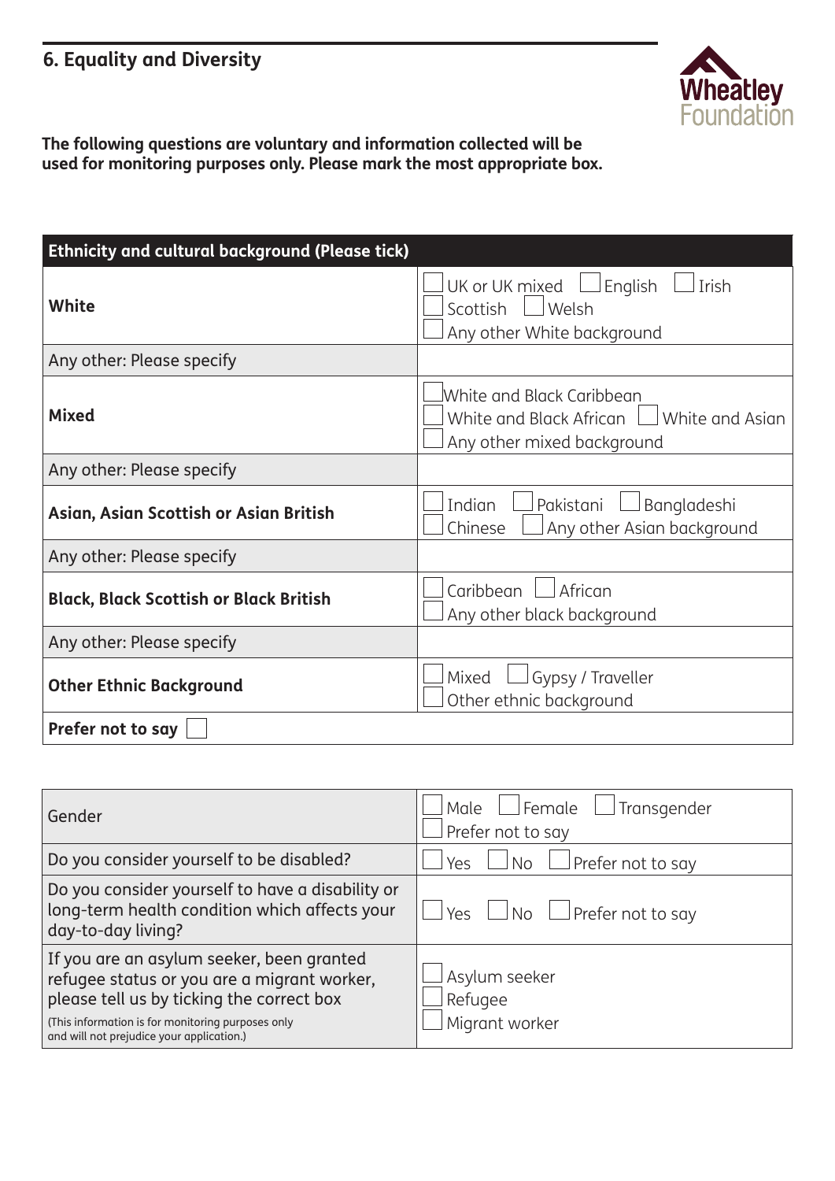## 6. Equality and Diversity

**The following questions are voluntary and information collected will be used for monitoring purposes only. Please mark the most appropriate box.**

| Ethnicity and cultural background (Please tick) | |
|---|---|
| **White** | ☐ UK or UK mixed ☐ English ☐ Irish ☐ Scottish ☐ Welsh ☐ Any other White background |
| Any other: Please specify | |
| **Mixed** | ☐ White and Black Caribbean ☐ White and Black African ☐ White and Asian ☐ Any other mixed background |
| Any other: Please specify | |
| **Asian, Asian Scottish or Asian British** | ☐ Indian ☐ Pakistani ☐ Bangladeshi ☐ Chinese ☐ Any other Asian background |
| Any other: Please specify | |
| **Black, Black Scottish or Black British** | ☐ Caribbean ☐ African ☐ Any other black background |
| Any other: Please specify | |
| **Other Ethnic Background** | ☐ Mixed ☐ Gypsy / Traveller ☐ Other ethnic background |
| **Prefer not to say** ☐ | |

| | |
|---|---|
| Gender | ☐ Male ☐ Female ☐ Transgender ☐ Prefer not to say |
| Do you consider yourself to be disabled? | ☐ Yes ☐ No ☐ Prefer not to say |
| Do you consider yourself to have a disability or long-term health condition which affects your day-to-day living? | ☐ Yes ☐ No ☐ Prefer not to say |
| If you are an asylum seeker, been granted refugee status or you are a migrant worker, please tell us by ticking the correct box (This information is for monitoring purposes only and will not prejudice your application.) | ☐ Asylum seeker ☐ Refugee ☐ Migrant worker |